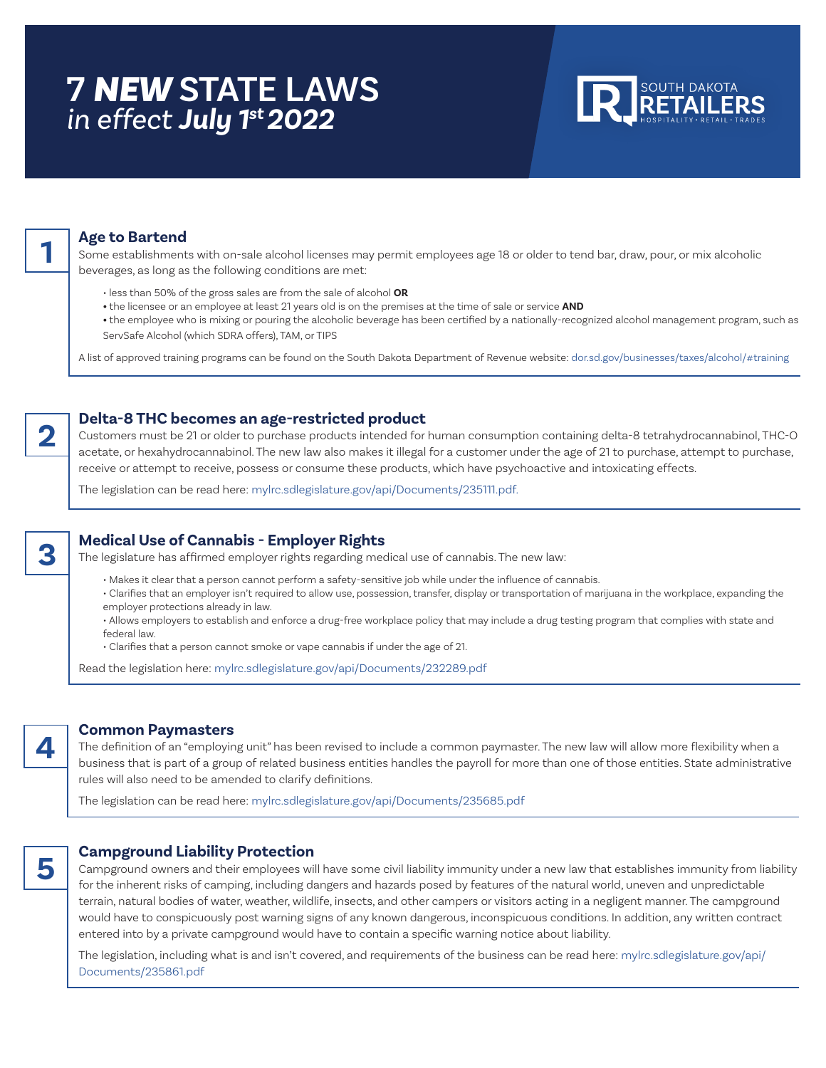# 7 *NEW* STATE LAWS
*in effect* ***July 1st 2022***

SOUTH DAKOTA RETAILERS
HOSPITALITY • RETAIL • TRADES

## 1 Age to Bartend

Some establishments with on-sale alcohol licenses may permit employees age 18 or older to tend bar, draw, pour, or mix alcoholic beverages, as long as the following conditions are met:

- less than 50% of the gross sales are from the sale of alcohol **OR**
- the licensee or an employee at least 21 years old is on the premises at the time of sale or service **AND**
- the employee who is mixing or pouring the alcoholic beverage has been certified by a nationally-recognized alcohol management program, such as ServSafe Alcohol (which SDRA offers), TAM, or TIPS

A list of approved training programs can be found on the South Dakota Department of Revenue website: dor.sd.gov/businesses/taxes/alcohol/#training

## 2 Delta-8 THC becomes an age-restricted product

Customers must be 21 or older to purchase products intended for human consumption containing delta-8 tetrahydrocannabinol, THC-O acetate, or hexahydrocannabinol. The new law also makes it illegal for a customer under the age of 21 to purchase, attempt to purchase, receive or attempt to receive, possess or consume these products, which have psychoactive and intoxicating effects.

The legislation can be read here: mylrc.sdlegislature.gov/api/Documents/235111.pdf.

## 3 Medical Use of Cannabis - Employer Rights

The legislature has affirmed employer rights regarding medical use of cannabis. The new law:

- Makes it clear that a person cannot perform a safety-sensitive job while under the influence of cannabis.
- Clarifies that an employer isn't required to allow use, possession, transfer, display or transportation of marijuana in the workplace, expanding the employer protections already in law.
- Allows employers to establish and enforce a drug-free workplace policy that may include a drug testing program that complies with state and federal law.
- Clarifies that a person cannot smoke or vape cannabis if under the age of 21.

Read the legislation here: mylrc.sdlegislature.gov/api/Documents/232289.pdf

## 4 Common Paymasters

The definition of an "employing unit" has been revised to include a common paymaster. The new law will allow more flexibility when a business that is part of a group of related business entities handles the payroll for more than one of those entities. State administrative rules will also need to be amended to clarify definitions.

The legislation can be read here: mylrc.sdlegislature.gov/api/Documents/235685.pdf

## 5 Campground Liability Protection

Campground owners and their employees will have some civil liability immunity under a new law that establishes immunity from liability for the inherent risks of camping, including dangers and hazards posed by features of the natural world, uneven and unpredictable terrain, natural bodies of water, weather, wildlife, insects, and other campers or visitors acting in a negligent manner. The campground would have to conspicuously post warning signs of any known dangerous, inconspicuous conditions. In addition, any written contract entered into by a private campground would have to contain a specific warning notice about liability.

The legislation, including what is and isn't covered, and requirements of the business can be read here: mylrc.sdlegislature.gov/api/Documents/235861.pdf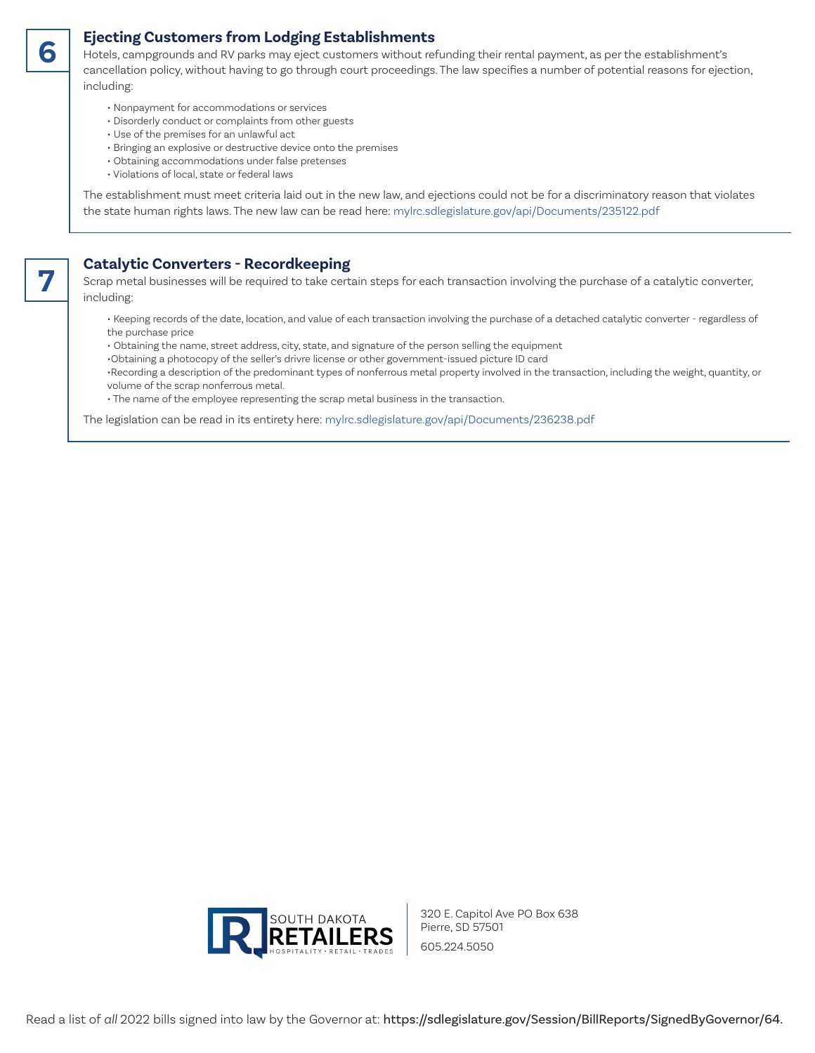## 6 Ejecting Customers from Lodging Establishments

Hotels, campgrounds and RV parks may eject customers without refunding their rental payment, as per the establishment's cancellation policy, without having to go through court proceedings. The law specifies a number of potential reasons for ejection, including:

- Nonpayment for accommodations or services
- Disorderly conduct or complaints from other guests
- Use of the premises for an unlawful act
- Bringing an explosive or destructive device onto the premises
- Obtaining accommodations under false pretenses
- Violations of local, state or federal laws

The establishment must meet criteria laid out in the new law, and ejections could not be for a discriminatory reason that violates the state human rights laws. The new law can be read here: mylrc.sdlegislature.gov/api/Documents/235122.pdf

## 7 Catalytic Converters - Recordkeeping

Scrap metal businesses will be required to take certain steps for each transaction involving the purchase of a catalytic converter, including:

- Keeping records of the date, location, and value of each transaction involving the purchase of a detached catalytic converter - regardless of the purchase price
- Obtaining the name, street address, city, state, and signature of the person selling the equipment
- Obtaining a photocopy of the seller's drivre license or other government-issued picture ID card
- Recording a description of the predominant types of nonferrous metal property involved in the transaction, including the weight, quantity, or volume of the scrap nonferrous metal.
- The name of the employee representing the scrap metal business in the transaction.

The legislation can be read in its entirety here: mylrc.sdlegislature.gov/api/Documents/236238.pdf

SOUTH DAKOTA RETAILERS
HOSPITALITY • RETAIL • TRADES

320 E. Capitol Ave PO Box 638
Pierre, SD 57501

605.224.5050

Read a list of *all* 2022 bills signed into law by the Governor at: **https://sdlegislature.gov/Session/BillReports/SignedByGovernor/64.**